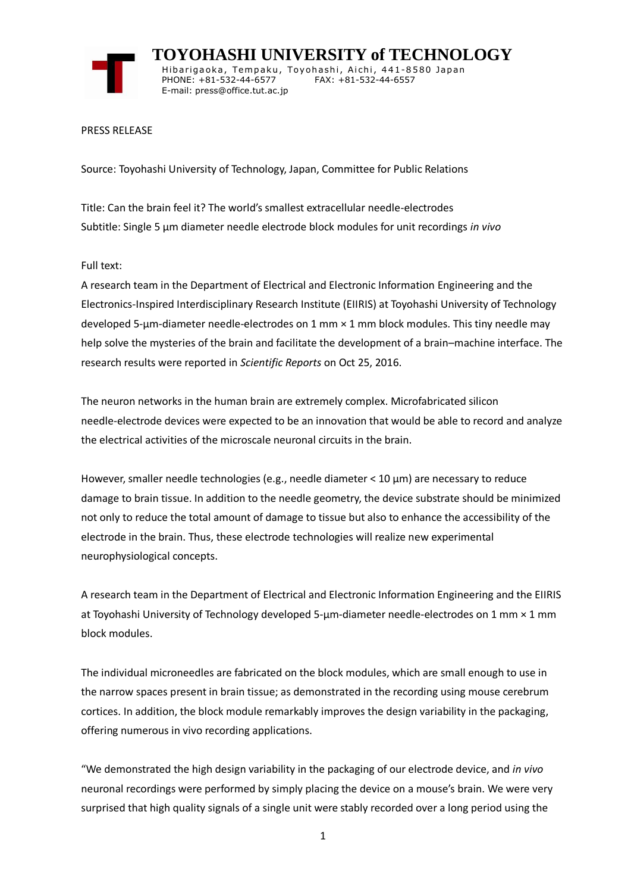# TOYOHASHI UNIVERSITY of TECHNOLOGY

Hibarigaoka, Tempaku, Toyohashi, Aichi, 441-8580 Japan
PHONE: +81-532-44-6577 FAX: +81-532-44-6557
E-mail: press@office.tut.ac.jp

PRESS RELEASE

Source: Toyohashi University of Technology, Japan, Committee for Public Relations

Title: Can the brain feel it? The world's smallest extracellular needle-electrodes
Subtitle: Single 5 µm diameter needle electrode block modules for unit recordings *in vivo*

Full text:
A research team in the Department of Electrical and Electronic Information Engineering and the Electronics-Inspired Interdisciplinary Research Institute (EIIRIS) at Toyohashi University of Technology developed 5-µm-diameter needle-electrodes on 1 mm × 1 mm block modules. This tiny needle may help solve the mysteries of the brain and facilitate the development of a brain–machine interface. The research results were reported in *Scientific Reports* on Oct 25, 2016.

The neuron networks in the human brain are extremely complex. Microfabricated silicon needle-electrode devices were expected to be an innovation that would be able to record and analyze the electrical activities of the microscale neuronal circuits in the brain.

However, smaller needle technologies (e.g., needle diameter < 10 µm) are necessary to reduce damage to brain tissue. In addition to the needle geometry, the device substrate should be minimized not only to reduce the total amount of damage to tissue but also to enhance the accessibility of the electrode in the brain. Thus, these electrode technologies will realize new experimental neurophysiological concepts.

A research team in the Department of Electrical and Electronic Information Engineering and the EIIRIS at Toyohashi University of Technology developed 5-µm-diameter needle-electrodes on 1 mm × 1 mm block modules.

The individual microneedles are fabricated on the block modules, which are small enough to use in the narrow spaces present in brain tissue; as demonstrated in the recording using mouse cerebrum cortices. In addition, the block module remarkably improves the design variability in the packaging, offering numerous in vivo recording applications.

"We demonstrated the high design variability in the packaging of our electrode device, and *in vivo* neuronal recordings were performed by simply placing the device on a mouse's brain. We were very surprised that high quality signals of a single unit were stably recorded over a long period using the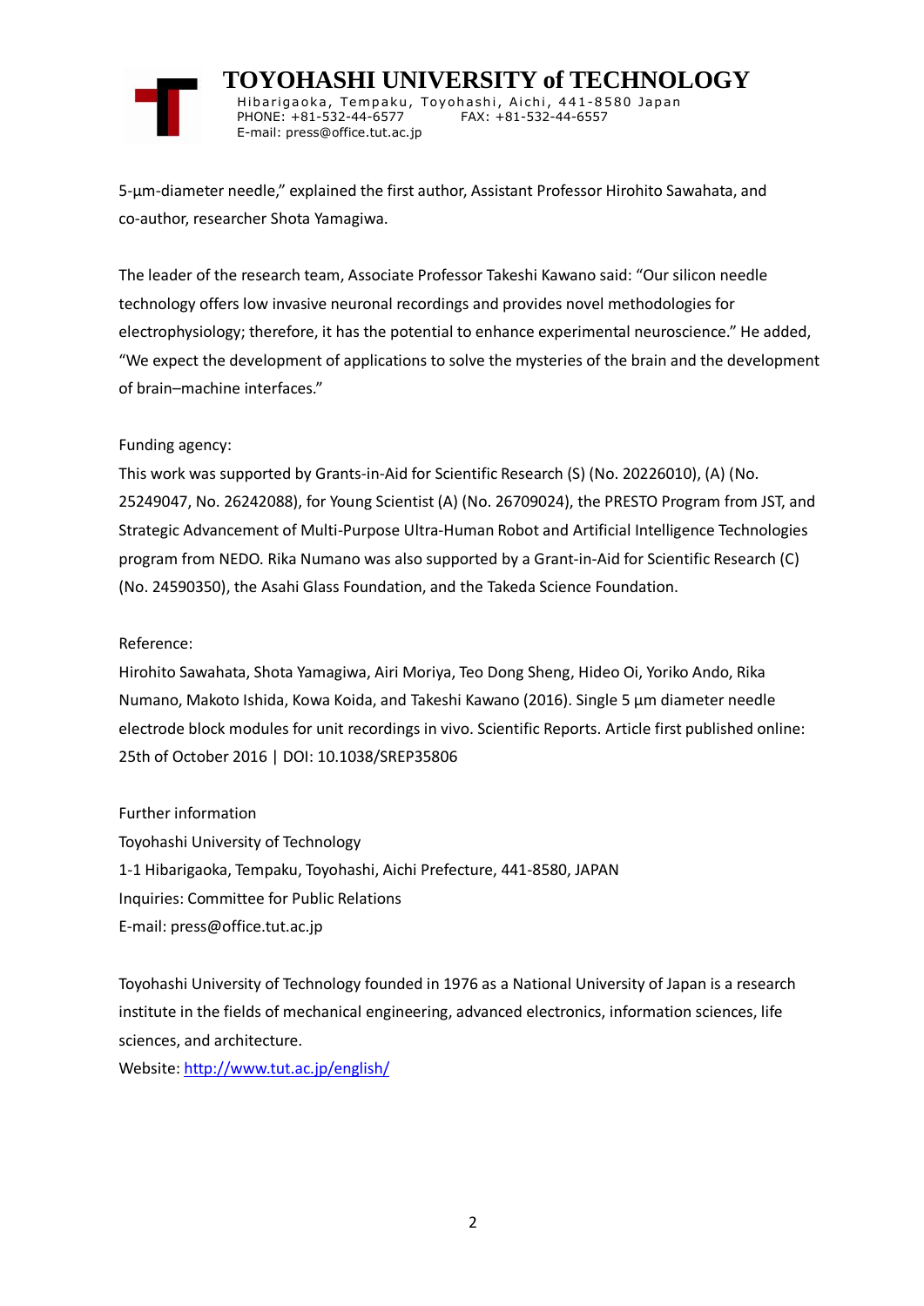5-µm-diameter needle," explained the first author, Assistant Professor Hirohito Sawahata, and co-author, researcher Shota Yamagiwa.

The leader of the research team, Associate Professor Takeshi Kawano said: "Our silicon needle technology offers low invasive neuronal recordings and provides novel methodologies for electrophysiology; therefore, it has the potential to enhance experimental neuroscience." He added, "We expect the development of applications to solve the mysteries of the brain and the development of brain–machine interfaces."

Funding agency:

This work was supported by Grants-in-Aid for Scientific Research (S) (No. 20226010), (A) (No. 25249047, No. 26242088), for Young Scientist (A) (No. 26709024), the PRESTO Program from JST, and Strategic Advancement of Multi-Purpose Ultra-Human Robot and Artificial Intelligence Technologies program from NEDO. Rika Numano was also supported by a Grant-in-Aid for Scientific Research (C) (No. 24590350), the Asahi Glass Foundation, and the Takeda Science Foundation.

Reference:

Hirohito Sawahata, Shota Yamagiwa, Airi Moriya, Teo Dong Sheng, Hideo Oi, Yoriko Ando, Rika Numano, Makoto Ishida, Kowa Koida, and Takeshi Kawano (2016). Single 5 µm diameter needle electrode block modules for unit recordings in vivo. Scientific Reports. Article first published online: 25th of October 2016 | DOI: 10.1038/SREP35806

Further information

Toyohashi University of Technology

1-1 Hibarigaoka, Tempaku, Toyohashi, Aichi Prefecture, 441-8580, JAPAN

Inquiries: Committee for Public Relations

E-mail: press@office.tut.ac.jp

Toyohashi University of Technology founded in 1976 as a National University of Japan is a research institute in the fields of mechanical engineering, advanced electronics, information sciences, life sciences, and architecture.

Website: http://www.tut.ac.jp/english/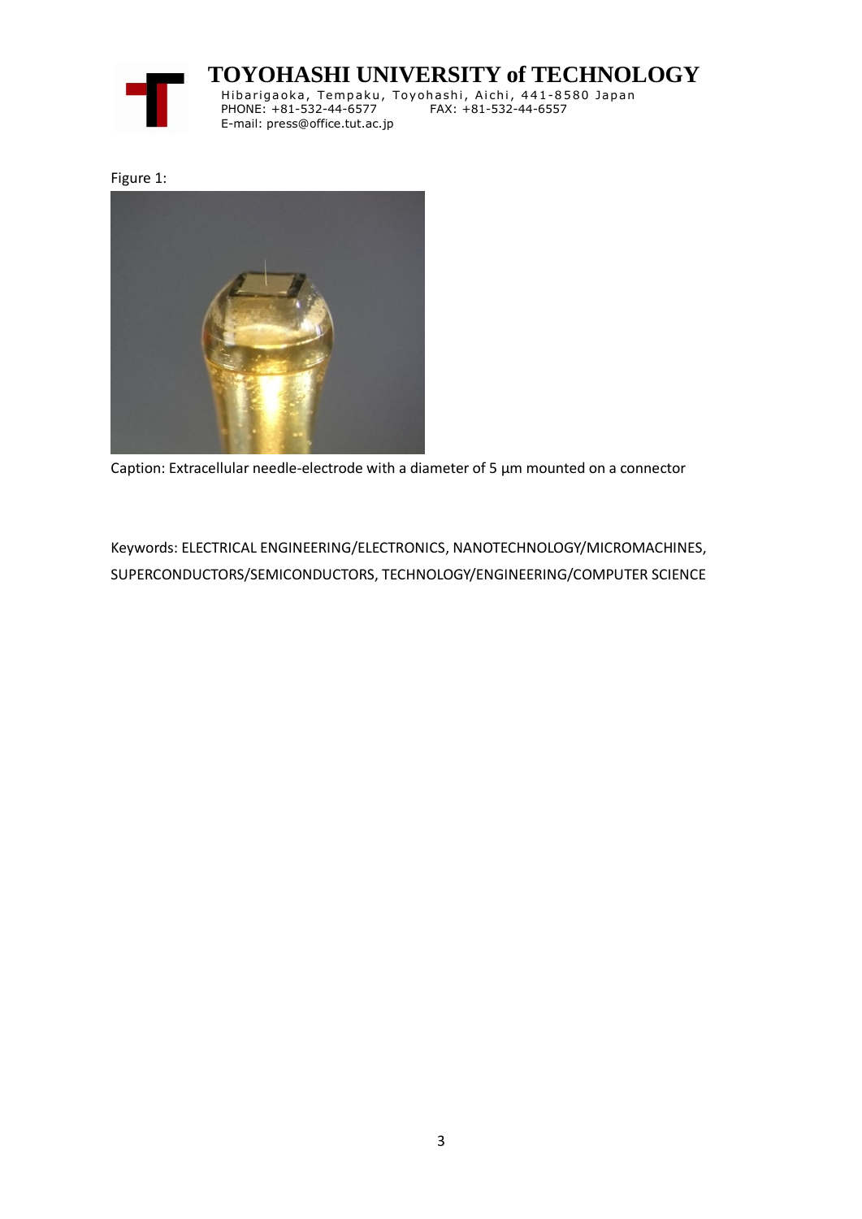Figure 1:

Caption: Extracellular needle-electrode with a diameter of 5 µm mounted on a connector

Keywords: ELECTRICAL ENGINEERING/ELECTRONICS, NANOTECHNOLOGY/MICROMACHINES, SUPERCONDUCTORS/SEMICONDUCTORS, TECHNOLOGY/ENGINEERING/COMPUTER SCIENCE